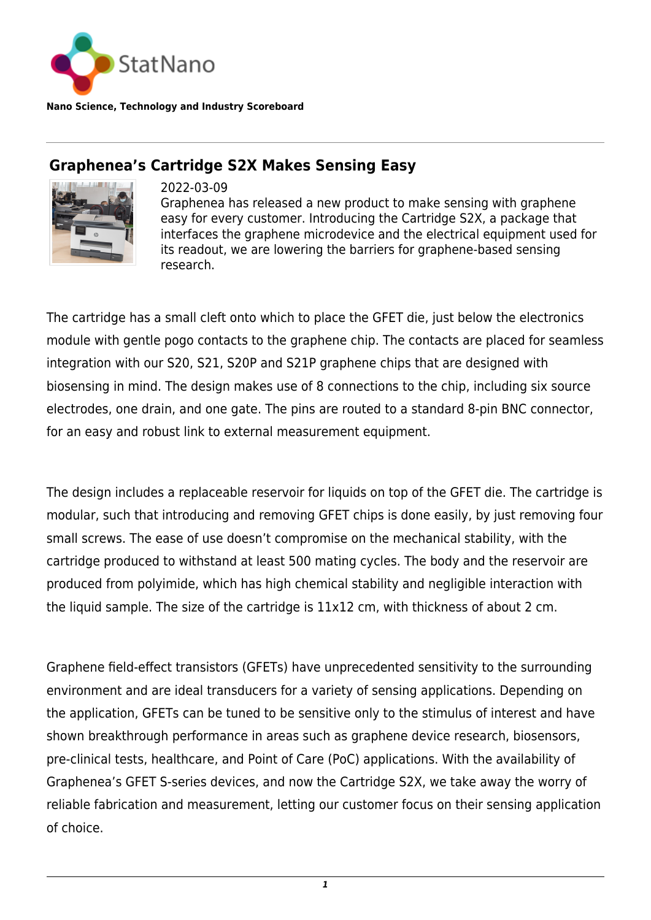StatNano

**Nano Science, Technology and Industry Scoreboard**

## Graphenea's Cartridge S2X Makes Sensing Easy

2022-03-09

Graphenea has released a new product to make sensing with graphene easy for every customer. Introducing the Cartridge S2X, a package that interfaces the graphene microdevice and the electrical equipment used for its readout, we are lowering the barriers for graphene-based sensing research.

The cartridge has a small cleft onto which to place the GFET die, just below the electronics module with gentle pogo contacts to the graphene chip. The contacts are placed for seamless integration with our S20, S21, S20P and S21P graphene chips that are designed with biosensing in mind. The design makes use of 8 connections to the chip, including six source electrodes, one drain, and one gate. The pins are routed to a standard 8-pin BNC connector, for an easy and robust link to external measurement equipment.

The design includes a replaceable reservoir for liquids on top of the GFET die. The cartridge is modular, such that introducing and removing GFET chips is done easily, by just removing four small screws. The ease of use doesn't compromise on the mechanical stability, with the cartridge produced to withstand at least 500 mating cycles. The body and the reservoir are produced from polyimide, which has high chemical stability and negligible interaction with the liquid sample. The size of the cartridge is 11x12 cm, with thickness of about 2 cm.

Graphene field-effect transistors (GFETs) have unprecedented sensitivity to the surrounding environment and are ideal transducers for a variety of sensing applications. Depending on the application, GFETs can be tuned to be sensitive only to the stimulus of interest and have shown breakthrough performance in areas such as graphene device research, biosensors, pre-clinical tests, healthcare, and Point of Care (PoC) applications. With the availability of Graphenea's GFET S-series devices, and now the Cartridge S2X, we take away the worry of reliable fabrication and measurement, letting our customer focus on their sensing application of choice.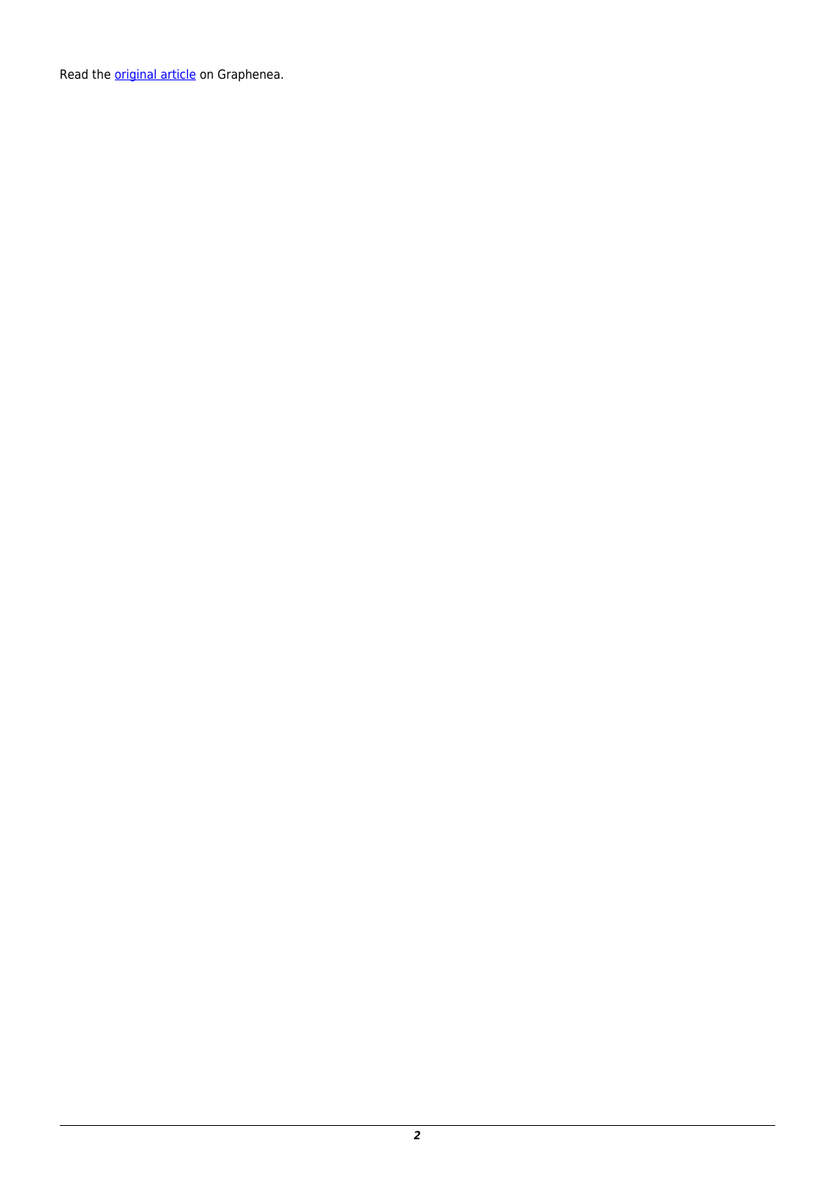Read the original article on Graphenea.